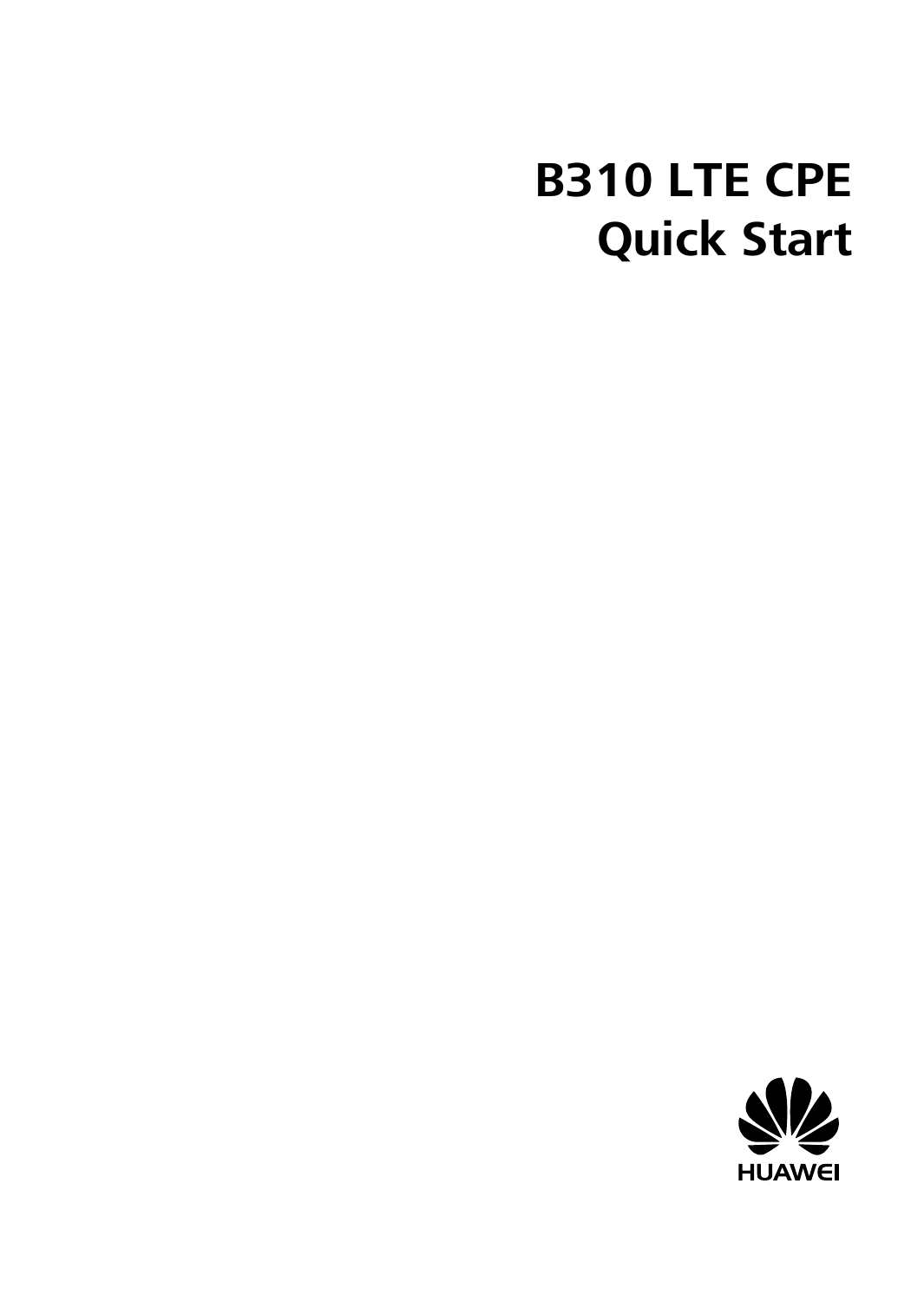# B310 LTE CPE
# Quick Start

HUAWEI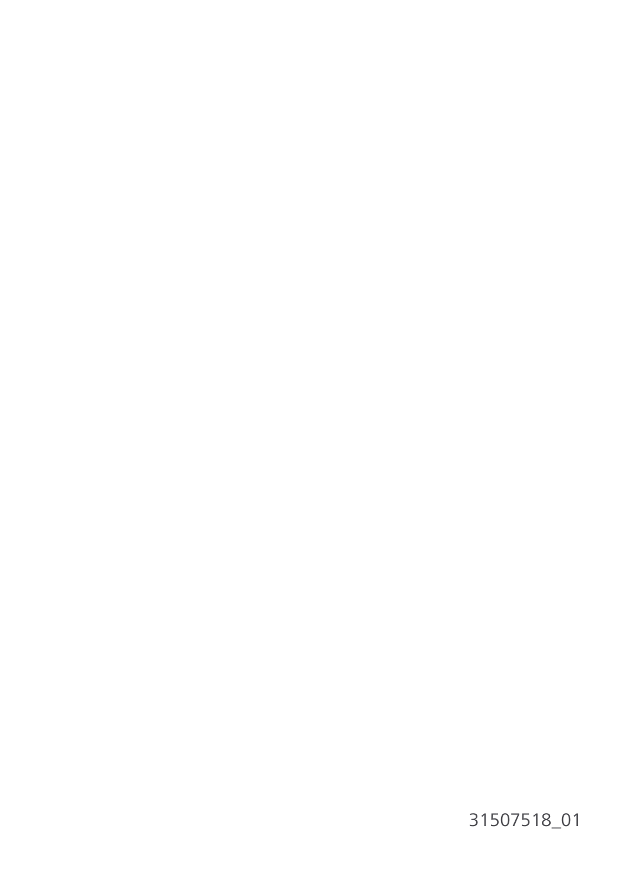31507518_01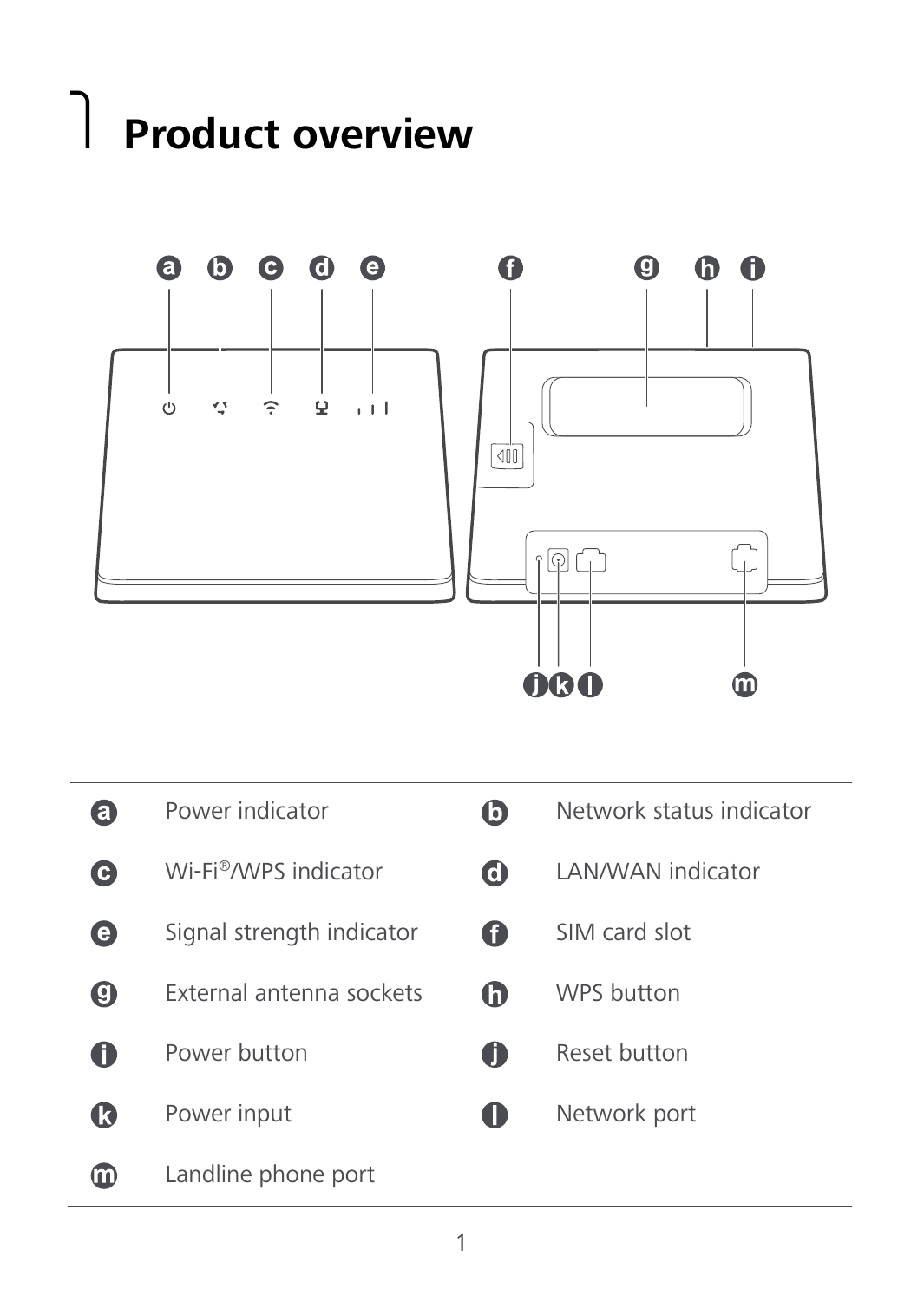# Product overview

| | | | |
|---|---|---|---|
| a | Power indicator | b | Network status indicator |
| c | Wi-Fi®/WPS indicator | d | LAN/WAN indicator |
| e | Signal strength indicator | f | SIM card slot |
| g | External antenna sockets | h | WPS button |
| i | Power button | j | Reset button |
| k | Power input | l | Network port |
| m | Landline phone port | | |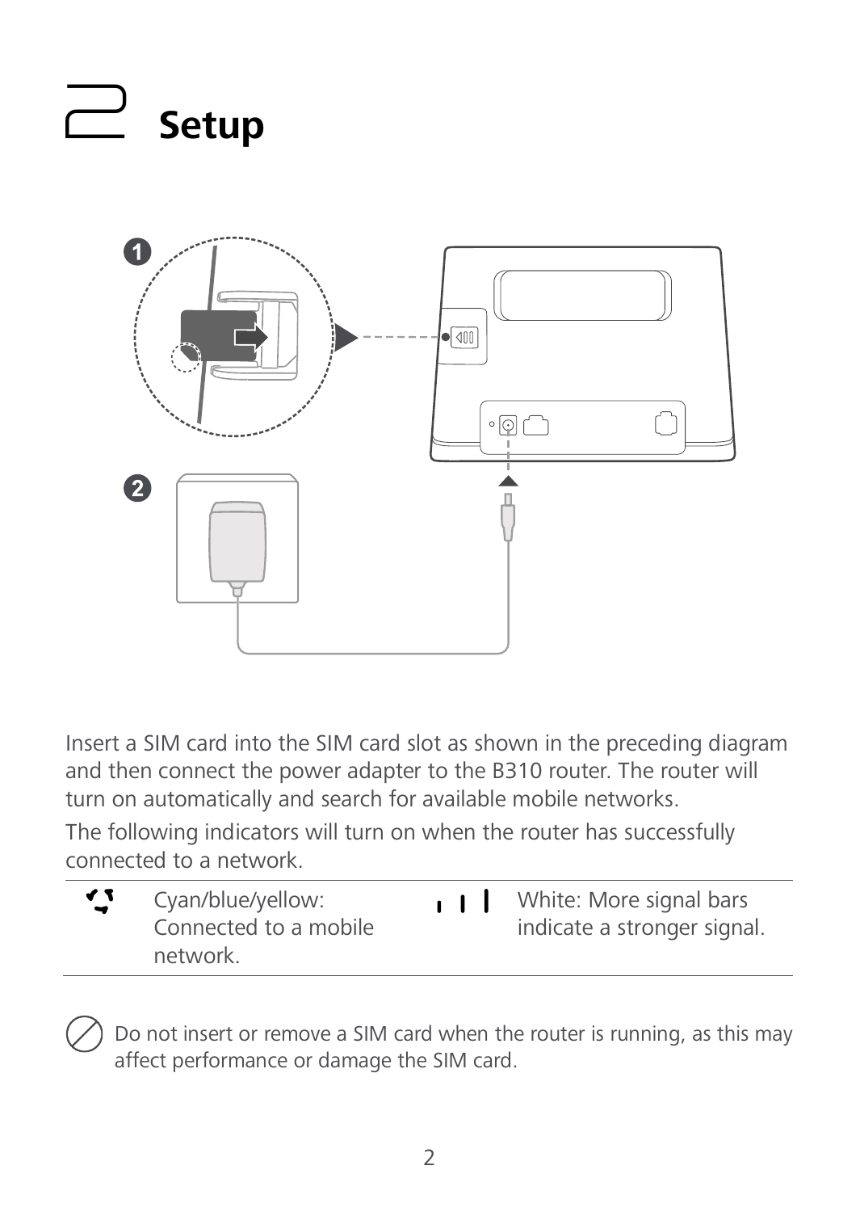# 2 Setup

Insert a SIM card into the SIM card slot as shown in the preceding diagram and then connect the power adapter to the B310 router. The router will turn on automatically and search for available mobile networks.

The following indicators will turn on when the router has successfully connected to a network.

| | | | |
|---|---|---|---|
| | Cyan/blue/yellow: Connected to a mobile network. | | White: More signal bars indicate a stronger signal. |

Do not insert or remove a SIM card when the router is running, as this may affect performance or damage the SIM card.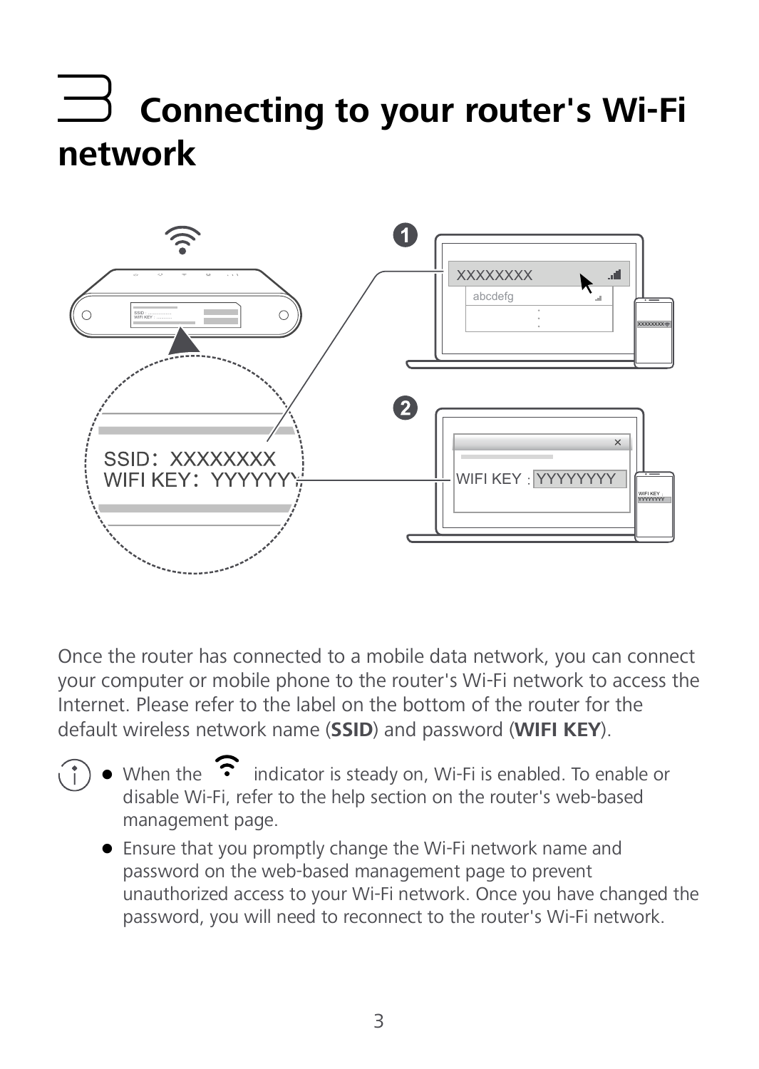# 3 Connecting to your router's Wi-Fi network

Once the router has connected to a mobile data network, you can connect your computer or mobile phone to the router's Wi-Fi network to access the Internet. Please refer to the label on the bottom of the router for the default wireless network name (**SSID**) and password (**WIFI KEY**).

- When the Wi-Fi indicator is steady on, Wi-Fi is enabled. To enable or disable Wi-Fi, refer to the help section on the router's web-based management page.
- Ensure that you promptly change the Wi-Fi network name and password on the web-based management page to prevent unauthorized access to your Wi-Fi network. Once you have changed the password, you will need to reconnect to the router's Wi-Fi network.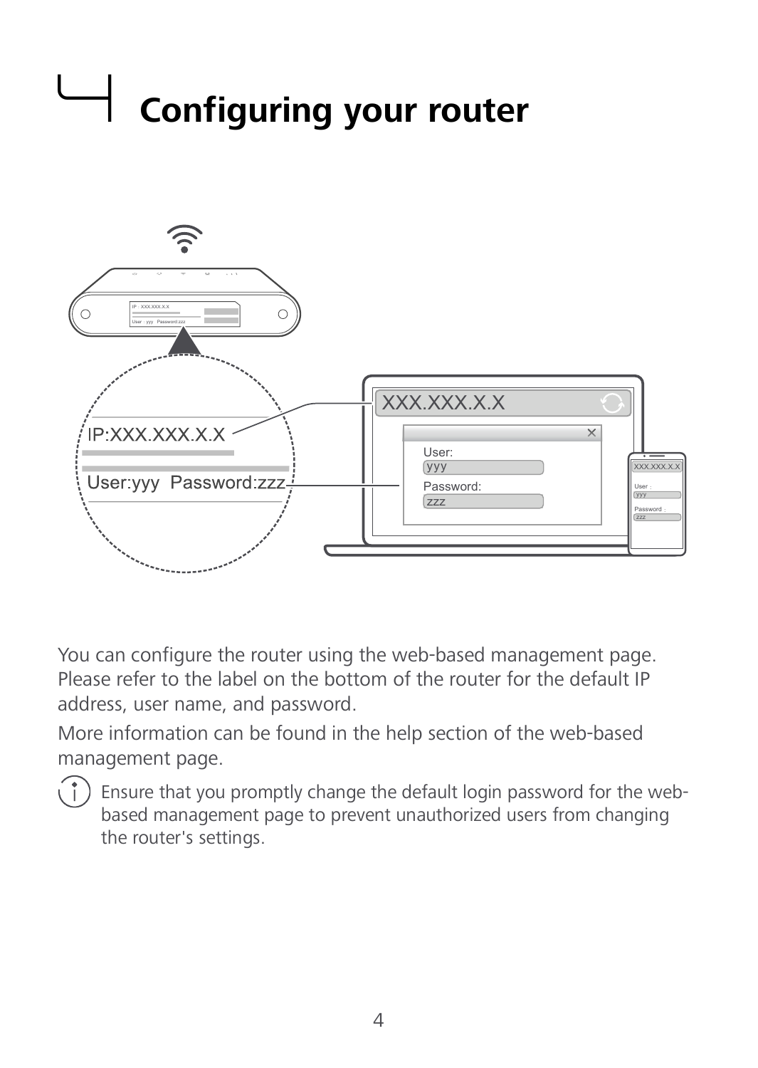# 4 Configuring your router

You can configure the router using the web-based management page. Please refer to the label on the bottom of the router for the default IP address, user name, and password.

More information can be found in the help section of the web-based management page.

Ensure that you promptly change the default login password for the web-based management page to prevent unauthorized users from changing the router's settings.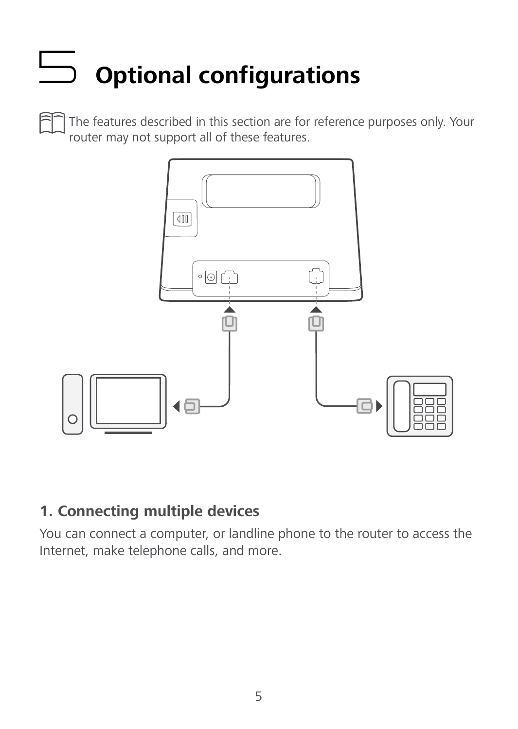# 5 Optional configurations

The features described in this section are for reference purposes only. Your router may not support all of these features.

## 1. Connecting multiple devices

You can connect a computer, or landline phone to the router to access the Internet, make telephone calls, and more.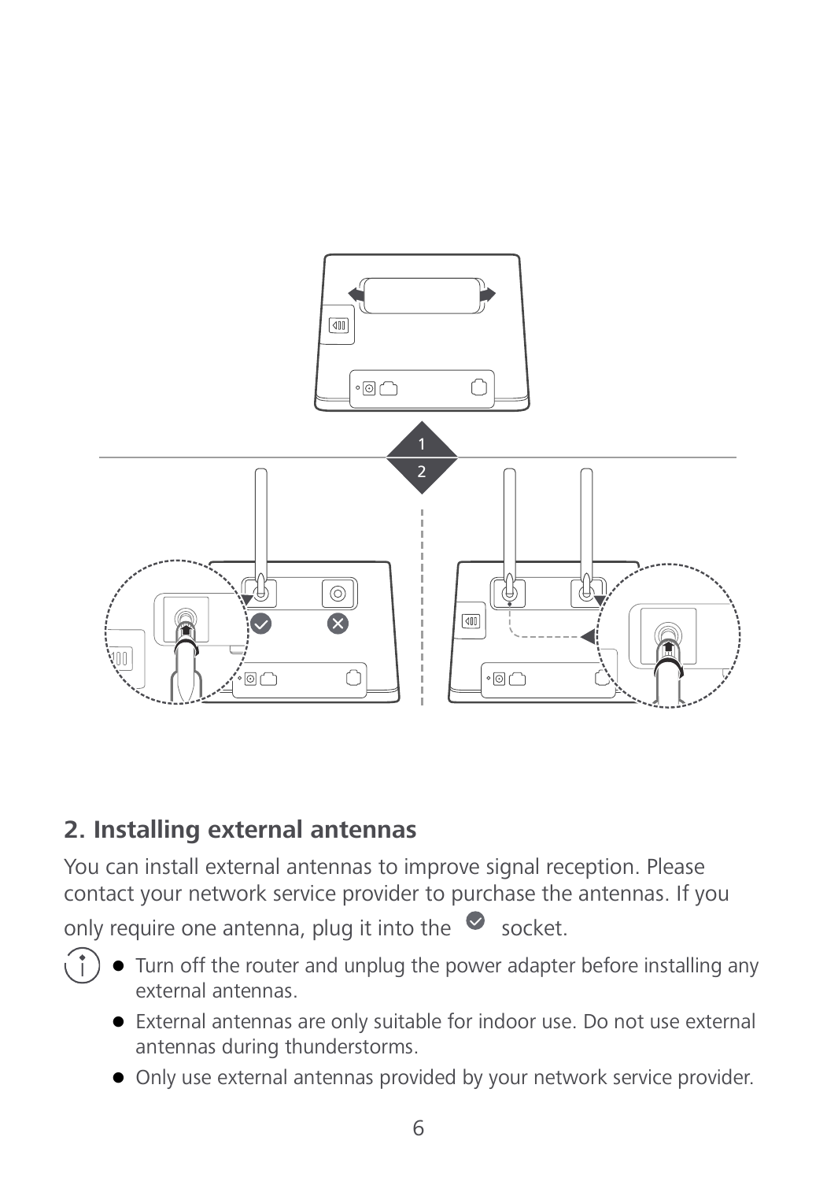## 2. Installing external antennas

You can install external antennas to improve signal reception. Please contact your network service provider to purchase the antennas. If you only require one antenna, plug it into the ✔ socket.

- Turn off the router and unplug the power adapter before installing any external antennas.
- External antennas are only suitable for indoor use. Do not use external antennas during thunderstorms.
- Only use external antennas provided by your network service provider.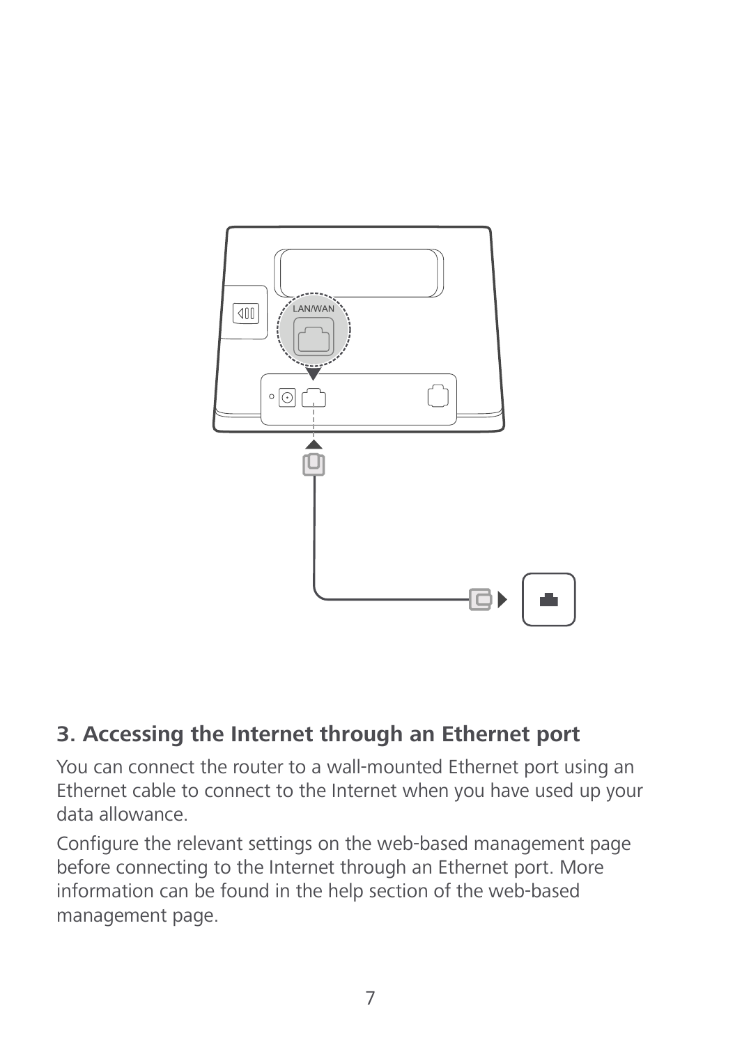## 3. Accessing the Internet through an Ethernet port

You can connect the router to a wall-mounted Ethernet port using an Ethernet cable to connect to the Internet when you have used up your data allowance.

Configure the relevant settings on the web-based management page before connecting to the Internet through an Ethernet port. More information can be found in the help section of the web-based management page.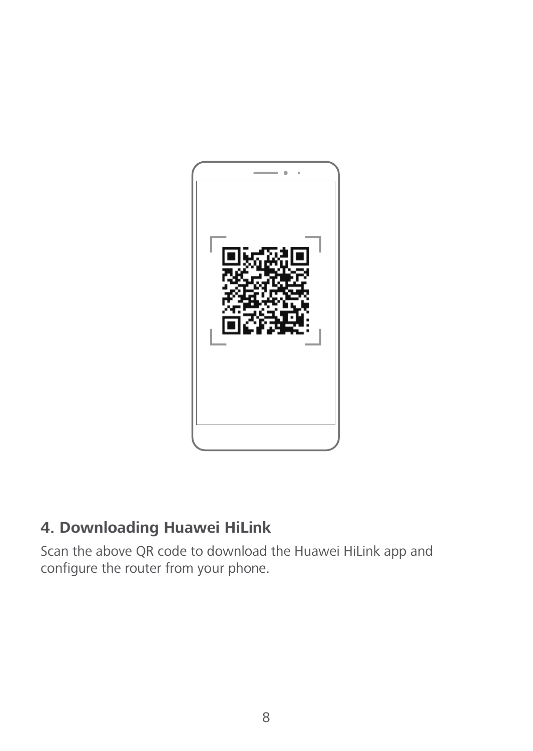## 4. Downloading Huawei HiLink

Scan the above QR code to download the Huawei HiLink app and configure the router from your phone.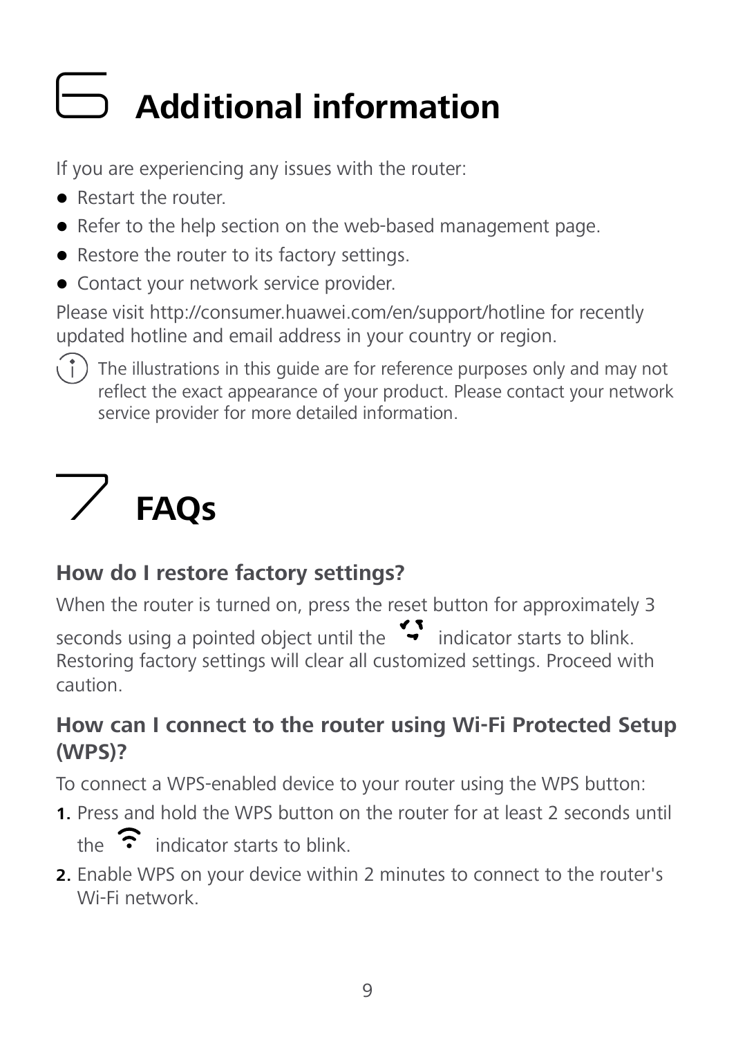# 6 Additional information

If you are experiencing any issues with the router:

- Restart the router.
- Refer to the help section on the web-based management page.
- Restore the router to its factory settings.
- Contact your network service provider.

Please visit http://consumer.huawei.com/en/support/hotline for recently updated hotline and email address in your country or region.

The illustrations in this guide are for reference purposes only and may not reflect the exact appearance of your product. Please contact your network service provider for more detailed information.

# 7 FAQs

## How do I restore factory settings?

When the router is turned on, press the reset button for approximately 3 seconds using a pointed object until the indicator starts to blink. Restoring factory settings will clear all customized settings. Proceed with caution.

## How can I connect to the router using Wi-Fi Protected Setup (WPS)?

To connect a WPS-enabled device to your router using the WPS button:

1. Press and hold the WPS button on the router for at least 2 seconds until the indicator starts to blink.
2. Enable WPS on your device within 2 minutes to connect to the router's Wi-Fi network.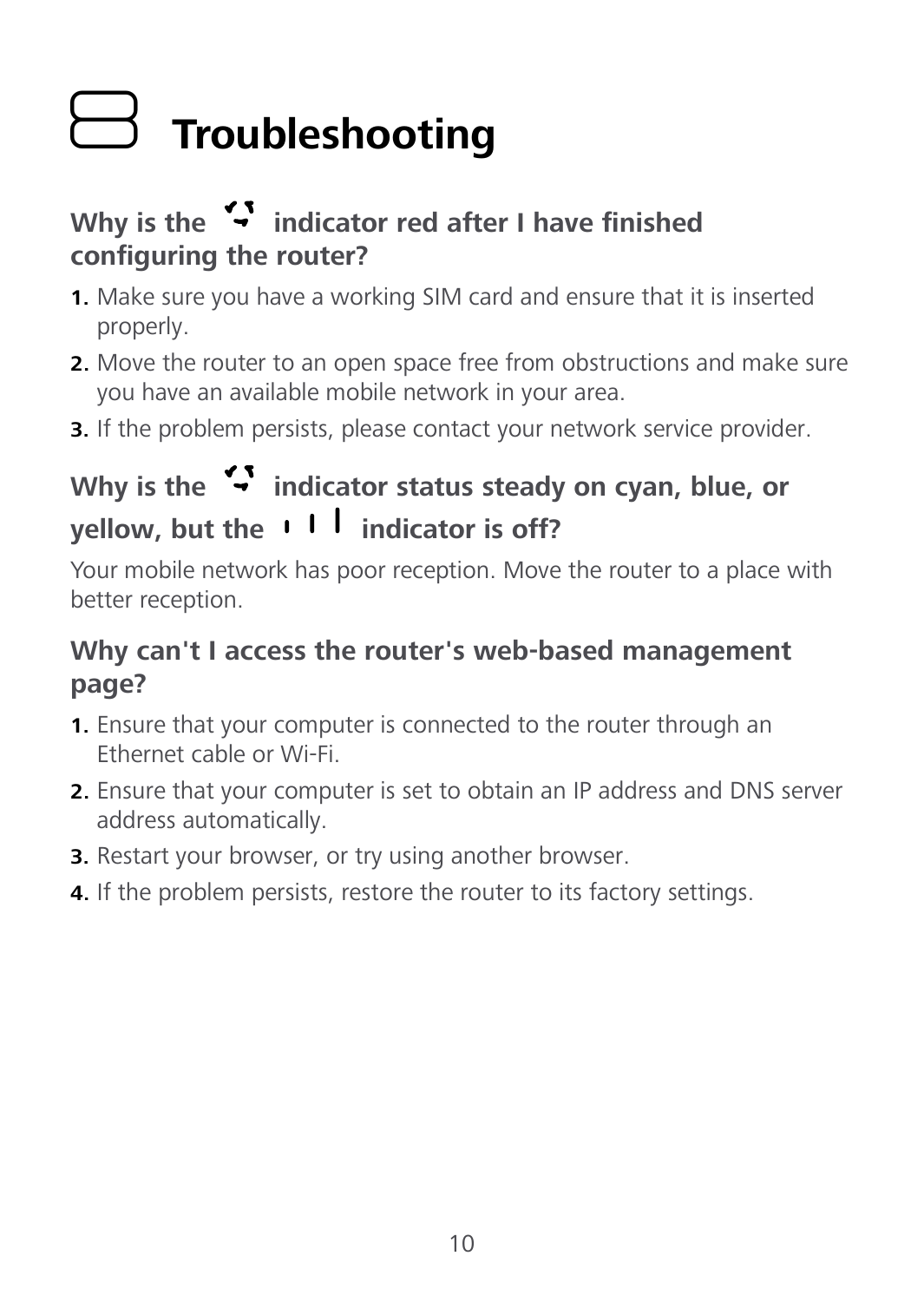# 8 Troubleshooting

### Why is the indicator red after I have finished configuring the router?

1. Make sure you have a working SIM card and ensure that it is inserted properly.
2. Move the router to an open space free from obstructions and make sure you have an available mobile network in your area.
3. If the problem persists, please contact your network service provider.

### Why is the indicator status steady on cyan, blue, or yellow, but the indicator is off?

Your mobile network has poor reception. Move the router to a place with better reception.

### Why can't I access the router's web-based management page?

1. Ensure that your computer is connected to the router through an Ethernet cable or Wi-Fi.
2. Ensure that your computer is set to obtain an IP address and DNS server address automatically.
3. Restart your browser, or try using another browser.
4. If the problem persists, restore the router to its factory settings.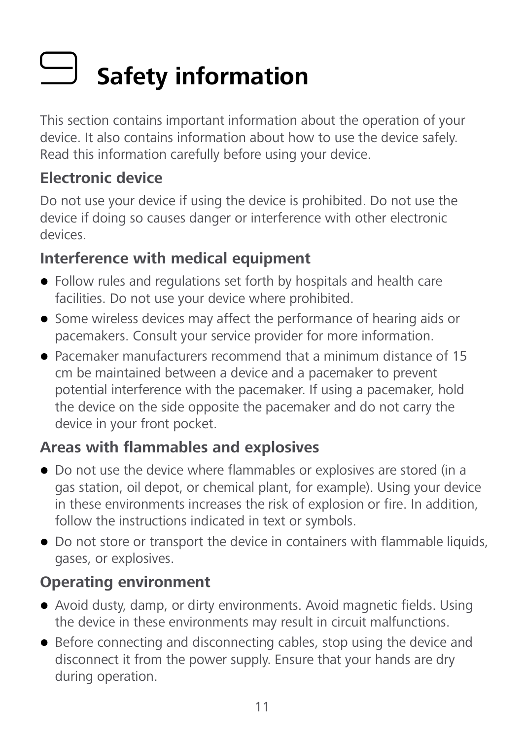# Safety information

This section contains important information about the operation of your device. It also contains information about how to use the device safely. Read this information carefully before using your device.

## Electronic device

Do not use your device if using the device is prohibited. Do not use the device if doing so causes danger or interference with other electronic devices.

## Interference with medical equipment

- Follow rules and regulations set forth by hospitals and health care facilities. Do not use your device where prohibited.
- Some wireless devices may affect the performance of hearing aids or pacemakers. Consult your service provider for more information.
- Pacemaker manufacturers recommend that a minimum distance of 15 cm be maintained between a device and a pacemaker to prevent potential interference with the pacemaker. If using a pacemaker, hold the device on the side opposite the pacemaker and do not carry the device in your front pocket.

## Areas with flammables and explosives

- Do not use the device where flammables or explosives are stored (in a gas station, oil depot, or chemical plant, for example). Using your device in these environments increases the risk of explosion or fire. In addition, follow the instructions indicated in text or symbols.
- Do not store or transport the device in containers with flammable liquids, gases, or explosives.

## Operating environment

- Avoid dusty, damp, or dirty environments. Avoid magnetic fields. Using the device in these environments may result in circuit malfunctions.
- Before connecting and disconnecting cables, stop using the device and disconnect it from the power supply. Ensure that your hands are dry during operation.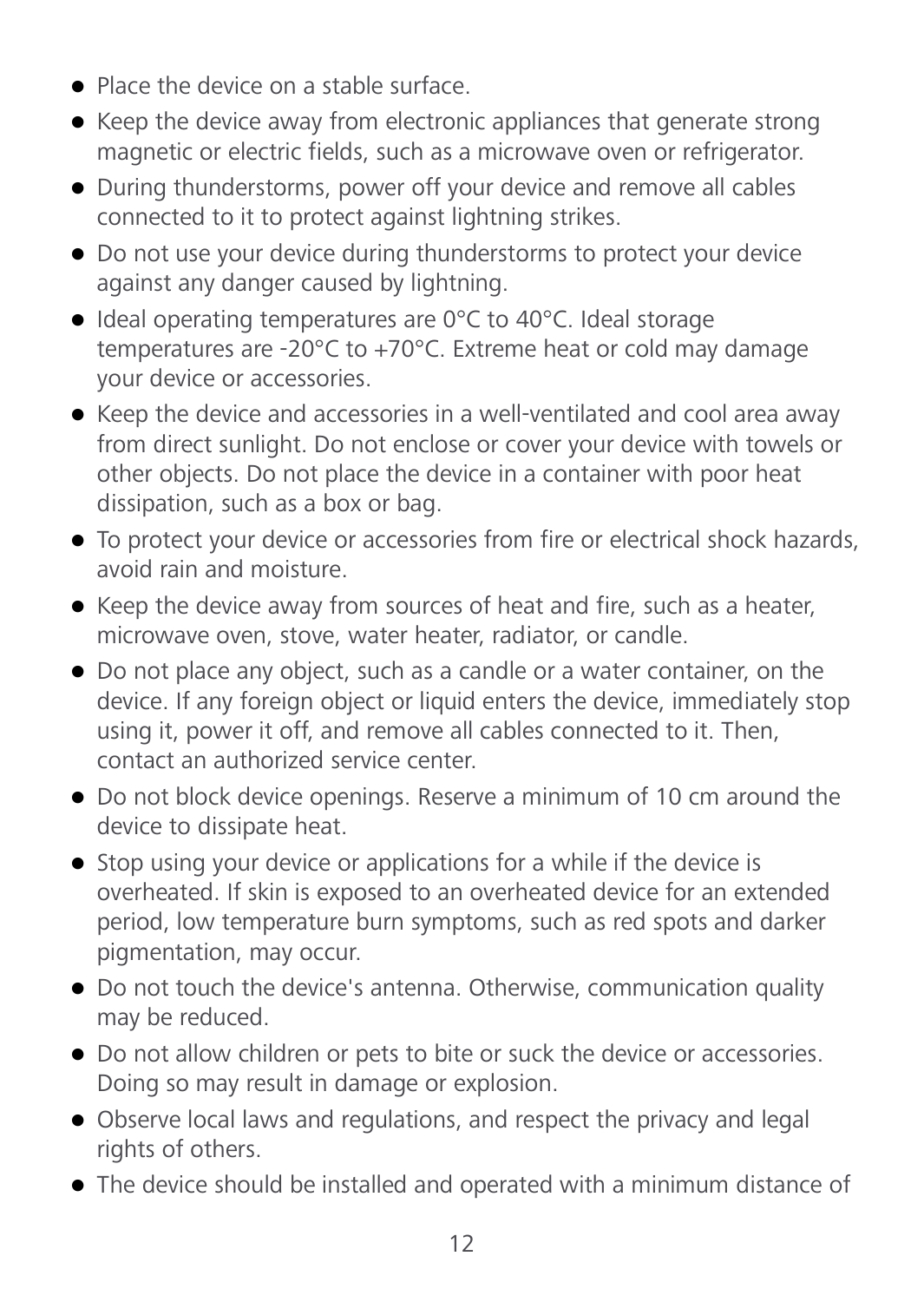- Place the device on a stable surface.
- Keep the device away from electronic appliances that generate strong magnetic or electric fields, such as a microwave oven or refrigerator.
- During thunderstorms, power off your device and remove all cables connected to it to protect against lightning strikes.
- Do not use your device during thunderstorms to protect your device against any danger caused by lightning.
- Ideal operating temperatures are 0°C to 40°C. Ideal storage temperatures are -20°C to +70°C. Extreme heat or cold may damage your device or accessories.
- Keep the device and accessories in a well-ventilated and cool area away from direct sunlight. Do not enclose or cover your device with towels or other objects. Do not place the device in a container with poor heat dissipation, such as a box or bag.
- To protect your device or accessories from fire or electrical shock hazards, avoid rain and moisture.
- Keep the device away from sources of heat and fire, such as a heater, microwave oven, stove, water heater, radiator, or candle.
- Do not place any object, such as a candle or a water container, on the device. If any foreign object or liquid enters the device, immediately stop using it, power it off, and remove all cables connected to it. Then, contact an authorized service center.
- Do not block device openings. Reserve a minimum of 10 cm around the device to dissipate heat.
- Stop using your device or applications for a while if the device is overheated. If skin is exposed to an overheated device for an extended period, low temperature burn symptoms, such as red spots and darker pigmentation, may occur.
- Do not touch the device's antenna. Otherwise, communication quality may be reduced.
- Do not allow children or pets to bite or suck the device or accessories. Doing so may result in damage or explosion.
- Observe local laws and regulations, and respect the privacy and legal rights of others.
- The device should be installed and operated with a minimum distance of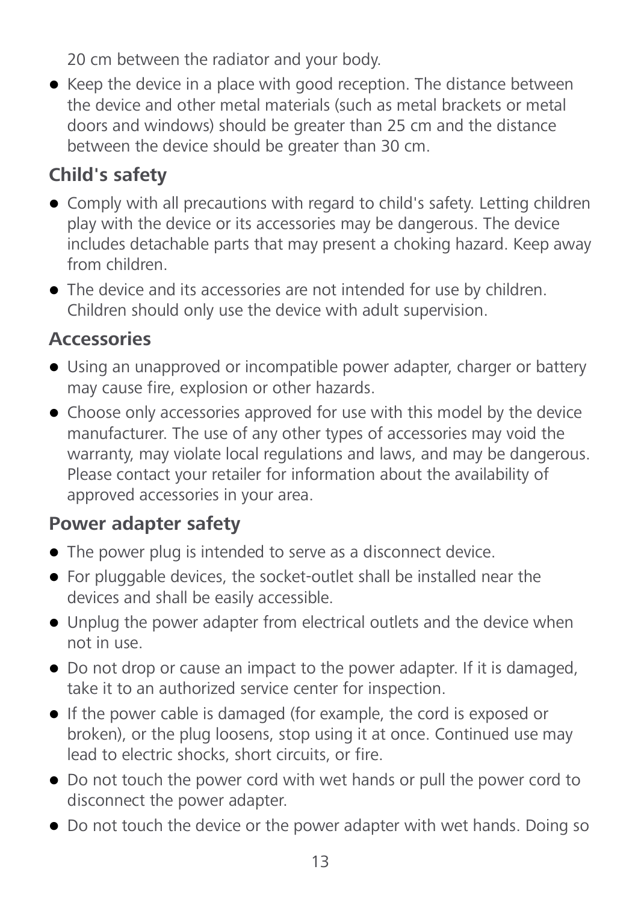20 cm between the radiator and your body.

- Keep the device in a place with good reception. The distance between the device and other metal materials (such as metal brackets or metal doors and windows) should be greater than 25 cm and the distance between the device should be greater than 30 cm.

## Child's safety

- Comply with all precautions with regard to child's safety. Letting children play with the device or its accessories may be dangerous. The device includes detachable parts that may present a choking hazard. Keep away from children.
- The device and its accessories are not intended for use by children. Children should only use the device with adult supervision.

## Accessories

- Using an unapproved or incompatible power adapter, charger or battery may cause fire, explosion or other hazards.
- Choose only accessories approved for use with this model by the device manufacturer. The use of any other types of accessories may void the warranty, may violate local regulations and laws, and may be dangerous. Please contact your retailer for information about the availability of approved accessories in your area.

## Power adapter safety

- The power plug is intended to serve as a disconnect device.
- For pluggable devices, the socket-outlet shall be installed near the devices and shall be easily accessible.
- Unplug the power adapter from electrical outlets and the device when not in use.
- Do not drop or cause an impact to the power adapter. If it is damaged, take it to an authorized service center for inspection.
- If the power cable is damaged (for example, the cord is exposed or broken), or the plug loosens, stop using it at once. Continued use may lead to electric shocks, short circuits, or fire.
- Do not touch the power cord with wet hands or pull the power cord to disconnect the power adapter.
- Do not touch the device or the power adapter with wet hands. Doing so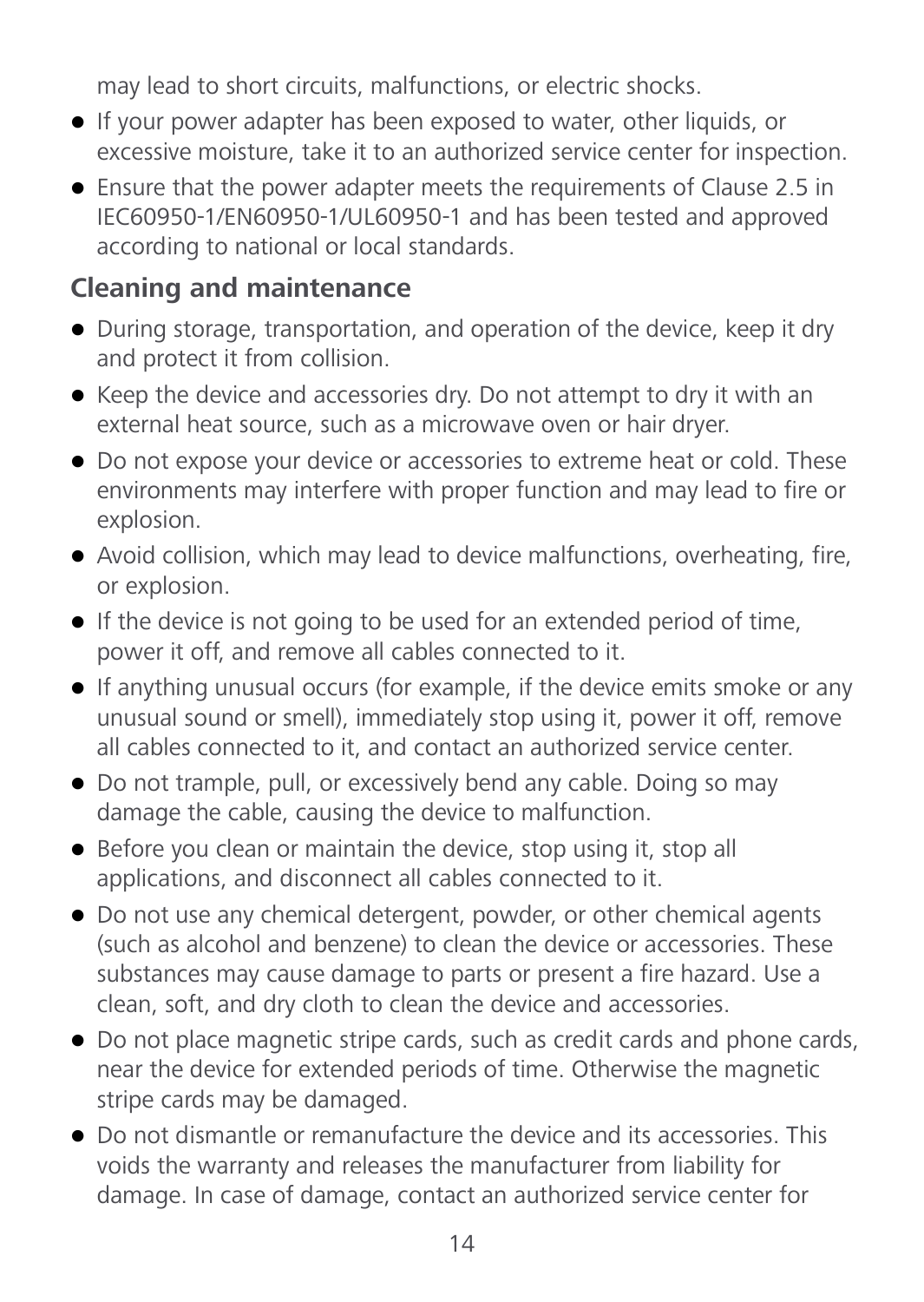may lead to short circuits, malfunctions, or electric shocks.

- If your power adapter has been exposed to water, other liquids, or excessive moisture, take it to an authorized service center for inspection.
- Ensure that the power adapter meets the requirements of Clause 2.5 in IEC60950-1/EN60950-1/UL60950-1 and has been tested and approved according to national or local standards.

## Cleaning and maintenance

- During storage, transportation, and operation of the device, keep it dry and protect it from collision.
- Keep the device and accessories dry. Do not attempt to dry it with an external heat source, such as a microwave oven or hair dryer.
- Do not expose your device or accessories to extreme heat or cold. These environments may interfere with proper function and may lead to fire or explosion.
- Avoid collision, which may lead to device malfunctions, overheating, fire, or explosion.
- If the device is not going to be used for an extended period of time, power it off, and remove all cables connected to it.
- If anything unusual occurs (for example, if the device emits smoke or any unusual sound or smell), immediately stop using it, power it off, remove all cables connected to it, and contact an authorized service center.
- Do not trample, pull, or excessively bend any cable. Doing so may damage the cable, causing the device to malfunction.
- Before you clean or maintain the device, stop using it, stop all applications, and disconnect all cables connected to it.
- Do not use any chemical detergent, powder, or other chemical agents (such as alcohol and benzene) to clean the device or accessories. These substances may cause damage to parts or present a fire hazard. Use a clean, soft, and dry cloth to clean the device and accessories.
- Do not place magnetic stripe cards, such as credit cards and phone cards, near the device for extended periods of time. Otherwise the magnetic stripe cards may be damaged.
- Do not dismantle or remanufacture the device and its accessories. This voids the warranty and releases the manufacturer from liability for damage. In case of damage, contact an authorized service center for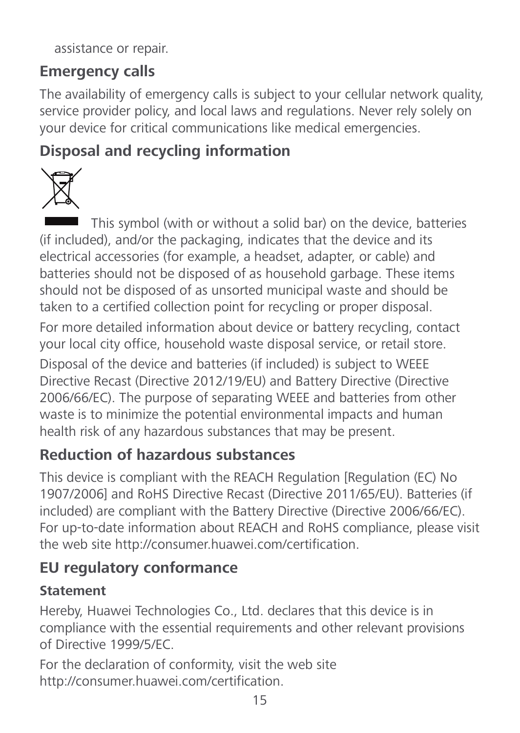assistance or repair.

## Emergency calls

The availability of emergency calls is subject to your cellular network quality, service provider policy, and local laws and regulations. Never rely solely on your device for critical communications like medical emergencies.

## Disposal and recycling information

This symbol (with or without a solid bar) on the device, batteries (if included), and/or the packaging, indicates that the device and its electrical accessories (for example, a headset, adapter, or cable) and batteries should not be disposed of as household garbage. These items should not be disposed of as unsorted municipal waste and should be taken to a certified collection point for recycling or proper disposal.

For more detailed information about device or battery recycling, contact your local city office, household waste disposal service, or retail store.

Disposal of the device and batteries (if included) is subject to WEEE Directive Recast (Directive 2012/19/EU) and Battery Directive (Directive 2006/66/EC). The purpose of separating WEEE and batteries from other waste is to minimize the potential environmental impacts and human health risk of any hazardous substances that may be present.

## Reduction of hazardous substances

This device is compliant with the REACH Regulation [Regulation (EC) No 1907/2006] and RoHS Directive Recast (Directive 2011/65/EU). Batteries (if included) are compliant with the Battery Directive (Directive 2006/66/EC). For up-to-date information about REACH and RoHS compliance, please visit the web site http://consumer.huawei.com/certification.

## EU regulatory conformance

### Statement

Hereby, Huawei Technologies Co., Ltd. declares that this device is in compliance with the essential requirements and other relevant provisions of Directive 1999/5/EC.

For the declaration of conformity, visit the web site http://consumer.huawei.com/certification.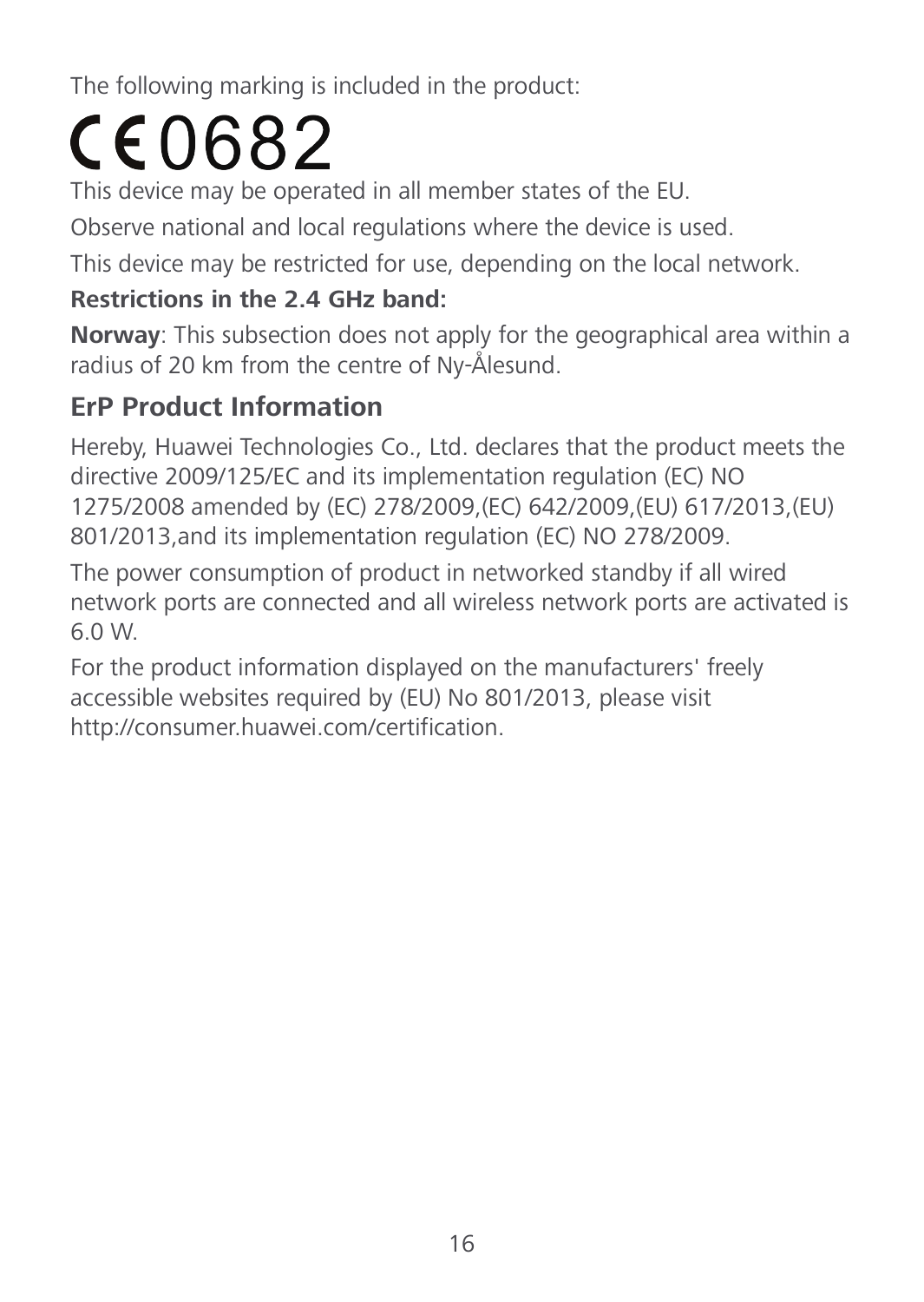The following marking is included in the product:

CE0682

This device may be operated in all member states of the EU.

Observe national and local regulations where the device is used.

This device may be restricted for use, depending on the local network.

**Restrictions in the 2.4 GHz band:**

**Norway**: This subsection does not apply for the geographical area within a radius of 20 km from the centre of Ny-Ålesund.

## ErP Product Information

Hereby, Huawei Technologies Co., Ltd. declares that the product meets the directive 2009/125/EC and its implementation regulation (EC) NO 1275/2008 amended by (EC) 278/2009,(EC) 642/2009,(EU) 617/2013,(EU) 801/2013,and its implementation regulation (EC) NO 278/2009.

The power consumption of product in networked standby if all wired network ports are connected and all wireless network ports are activated is 6.0 W.

For the product information displayed on the manufacturers' freely accessible websites required by (EU) No 801/2013, please visit http://consumer.huawei.com/certification.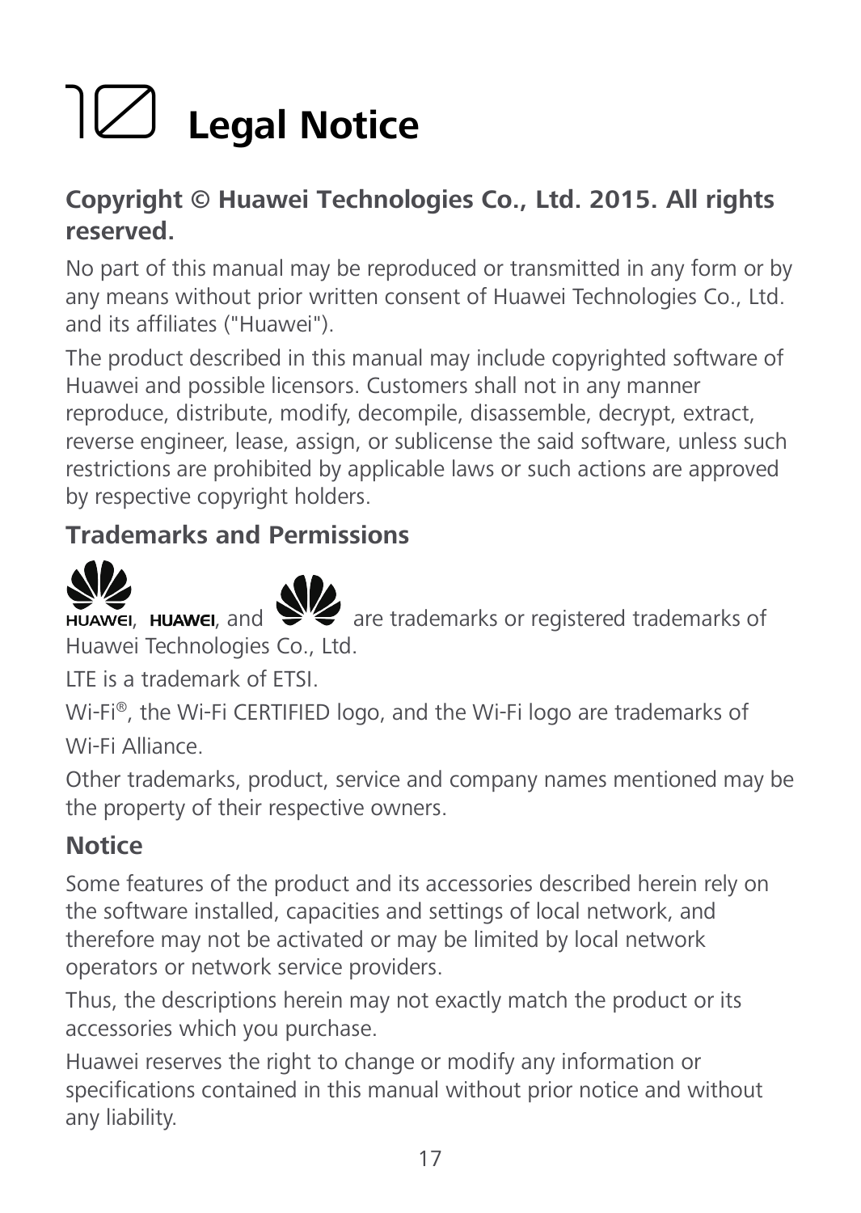# 10 Legal Notice

## Copyright © Huawei Technologies Co., Ltd. 2015. All rights reserved.

No part of this manual may be reproduced or transmitted in any form or by any means without prior written consent of Huawei Technologies Co., Ltd. and its affiliates ("Huawei").

The product described in this manual may include copyrighted software of Huawei and possible licensors. Customers shall not in any manner reproduce, distribute, modify, decompile, disassemble, decrypt, extract, reverse engineer, lease, assign, or sublicense the said software, unless such restrictions are prohibited by applicable laws or such actions are approved by respective copyright holders.

## Trademarks and Permissions

HUAWEI, HUAWEI, and are trademarks or registered trademarks of Huawei Technologies Co., Ltd.

LTE is a trademark of ETSI.

Wi-Fi®, the Wi-Fi CERTIFIED logo, and the Wi-Fi logo are trademarks of Wi-Fi Alliance.

Other trademarks, product, service and company names mentioned may be the property of their respective owners.

## Notice

Some features of the product and its accessories described herein rely on the software installed, capacities and settings of local network, and therefore may not be activated or may be limited by local network operators or network service providers.

Thus, the descriptions herein may not exactly match the product or its accessories which you purchase.

Huawei reserves the right to change or modify any information or specifications contained in this manual without prior notice and without any liability.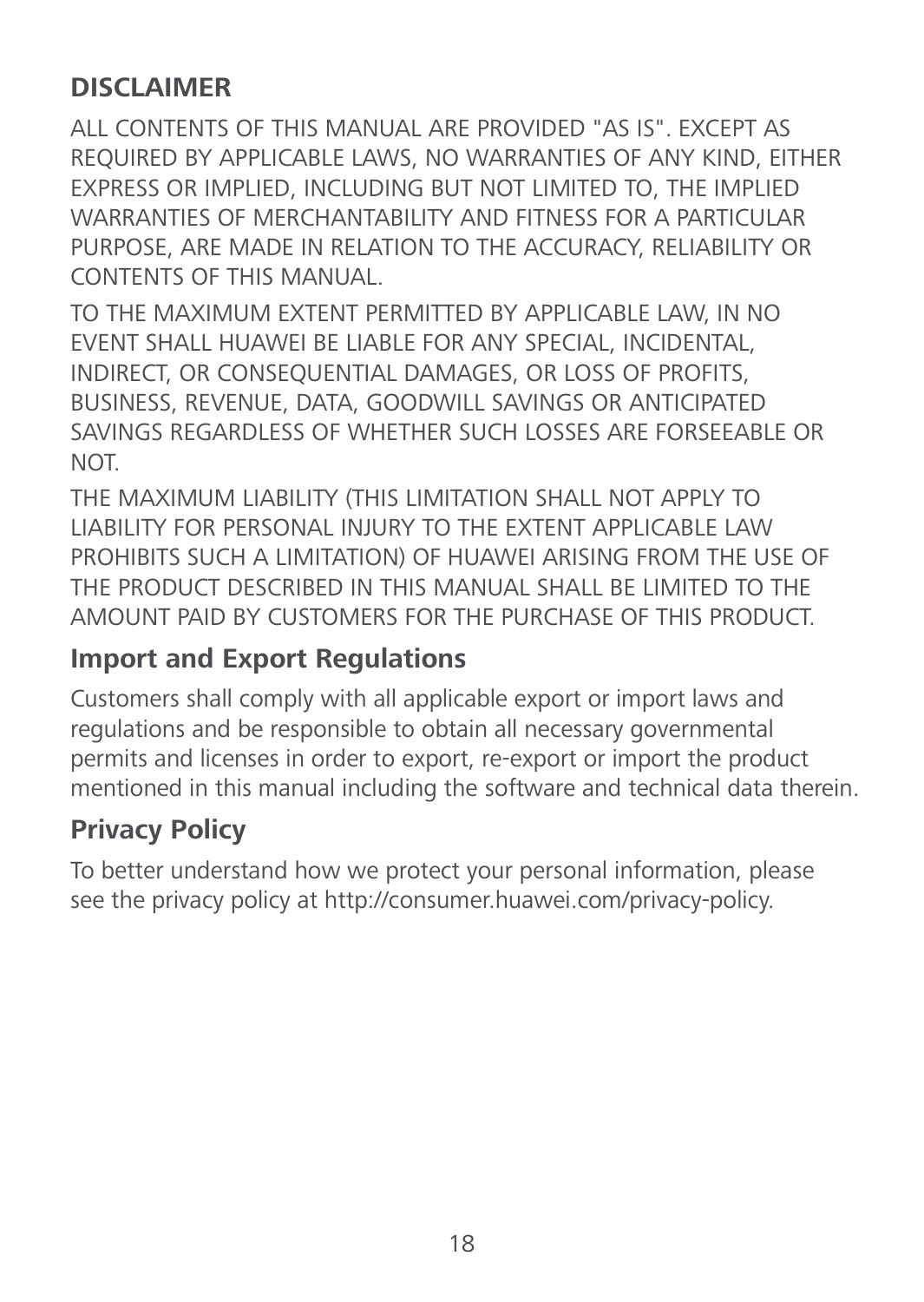## DISCLAIMER

ALL CONTENTS OF THIS MANUAL ARE PROVIDED "AS IS". EXCEPT AS REQUIRED BY APPLICABLE LAWS, NO WARRANTIES OF ANY KIND, EITHER EXPRESS OR IMPLIED, INCLUDING BUT NOT LIMITED TO, THE IMPLIED WARRANTIES OF MERCHANTABILITY AND FITNESS FOR A PARTICULAR PURPOSE, ARE MADE IN RELATION TO THE ACCURACY, RELIABILITY OR CONTENTS OF THIS MANUAL.

TO THE MAXIMUM EXTENT PERMITTED BY APPLICABLE LAW, IN NO EVENT SHALL HUAWEI BE LIABLE FOR ANY SPECIAL, INCIDENTAL, INDIRECT, OR CONSEQUENTIAL DAMAGES, OR LOSS OF PROFITS, BUSINESS, REVENUE, DATA, GOODWILL SAVINGS OR ANTICIPATED SAVINGS REGARDLESS OF WHETHER SUCH LOSSES ARE FORSEEABLE OR NOT.

THE MAXIMUM LIABILITY (THIS LIMITATION SHALL NOT APPLY TO LIABILITY FOR PERSONAL INJURY TO THE EXTENT APPLICABLE LAW PROHIBITS SUCH A LIMITATION) OF HUAWEI ARISING FROM THE USE OF THE PRODUCT DESCRIBED IN THIS MANUAL SHALL BE LIMITED TO THE AMOUNT PAID BY CUSTOMERS FOR THE PURCHASE OF THIS PRODUCT.

## Import and Export Regulations

Customers shall comply with all applicable export or import laws and regulations and be responsible to obtain all necessary governmental permits and licenses in order to export, re-export or import the product mentioned in this manual including the software and technical data therein.

## Privacy Policy

To better understand how we protect your personal information, please see the privacy policy at http://consumer.huawei.com/privacy-policy.